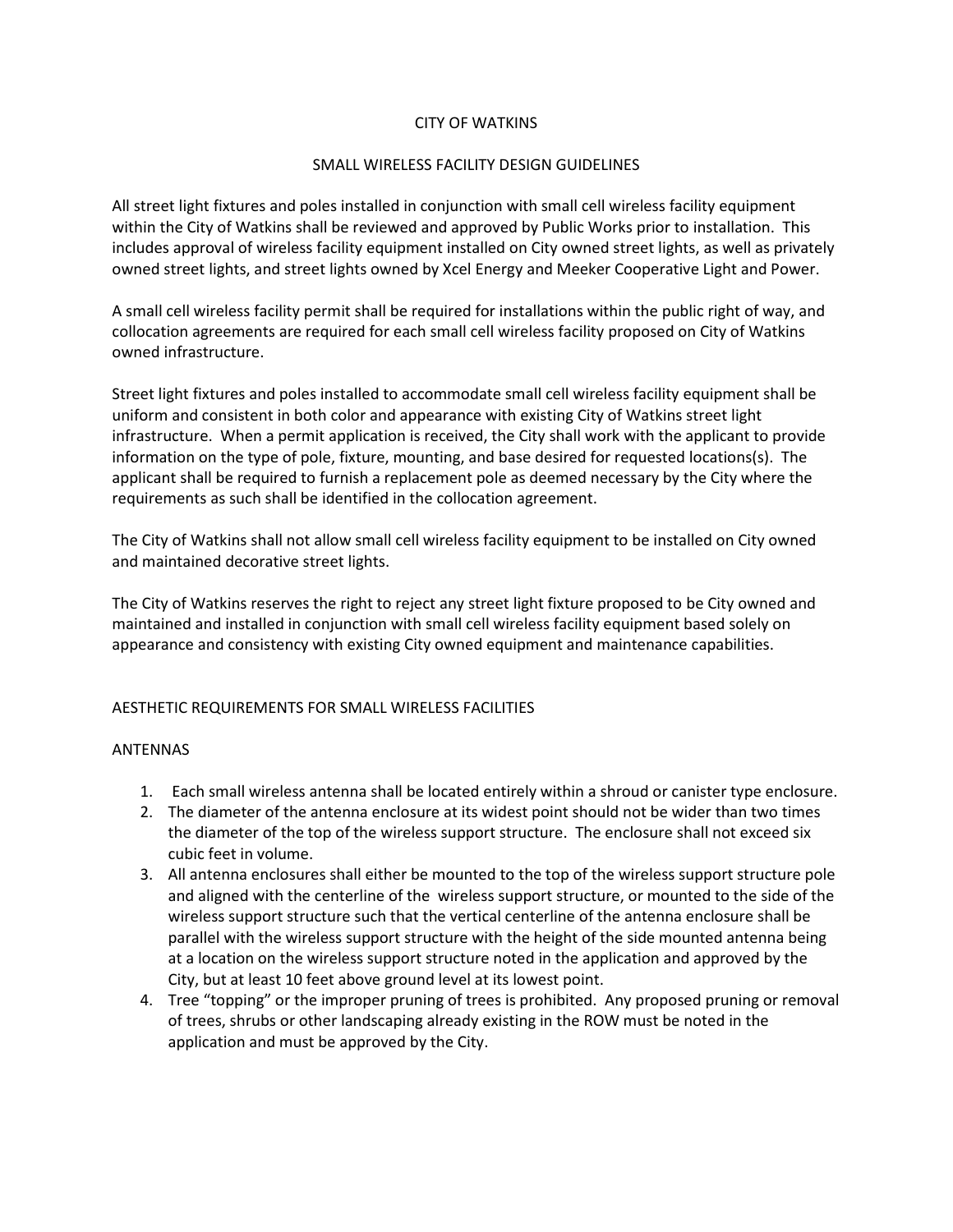# CITY OF WATKINS

## SMALL WIRELESS FACILITY DESIGN GUIDELINES

All street light fixtures and poles installed in conjunction with small cell wireless facility equipment within the City of Watkins shall be reviewed and approved by Public Works prior to installation. This includes approval of wireless facility equipment installed on City owned street lights, as well as privately owned street lights, and street lights owned by Xcel Energy and Meeker Cooperative Light and Power.

A small cell wireless facility permit shall be required for installations within the public right of way, and collocation agreements are required for each small cell wireless facility proposed on City of Watkins owned infrastructure.

Street light fixtures and poles installed to accommodate small cell wireless facility equipment shall be uniform and consistent in both color and appearance with existing City of Watkins street light infrastructure. When a permit application is received, the City shall work with the applicant to provide information on the type of pole, fixture, mounting, and base desired for requested locations(s). The applicant shall be required to furnish a replacement pole as deemed necessary by the City where the requirements as such shall be identified in the collocation agreement.

The City of Watkins shall not allow small cell wireless facility equipment to be installed on City owned and maintained decorative street lights.

The City of Watkins reserves the right to reject any street light fixture proposed to be City owned and maintained and installed in conjunction with small cell wireless facility equipment based solely on appearance and consistency with existing City owned equipment and maintenance capabilities.

## AESTHETIC REQUIREMENTS FOR SMALL WIRELESS FACILITIES

### ANTENNAS

1. Each small wireless antenna shall be located entirely within a shroud or canister type enclosure.
2. The diameter of the antenna enclosure at its widest point should not be wider than two times the diameter of the top of the wireless support structure. The enclosure shall not exceed six cubic feet in volume.
3. All antenna enclosures shall either be mounted to the top of the wireless support structure pole and aligned with the centerline of the wireless support structure, or mounted to the side of the wireless support structure such that the vertical centerline of the antenna enclosure shall be parallel with the wireless support structure with the height of the side mounted antenna being at a location on the wireless support structure noted in the application and approved by the City, but at least 10 feet above ground level at its lowest point.
4. Tree "topping" or the improper pruning of trees is prohibited. Any proposed pruning or removal of trees, shrubs or other landscaping already existing in the ROW must be noted in the application and must be approved by the City.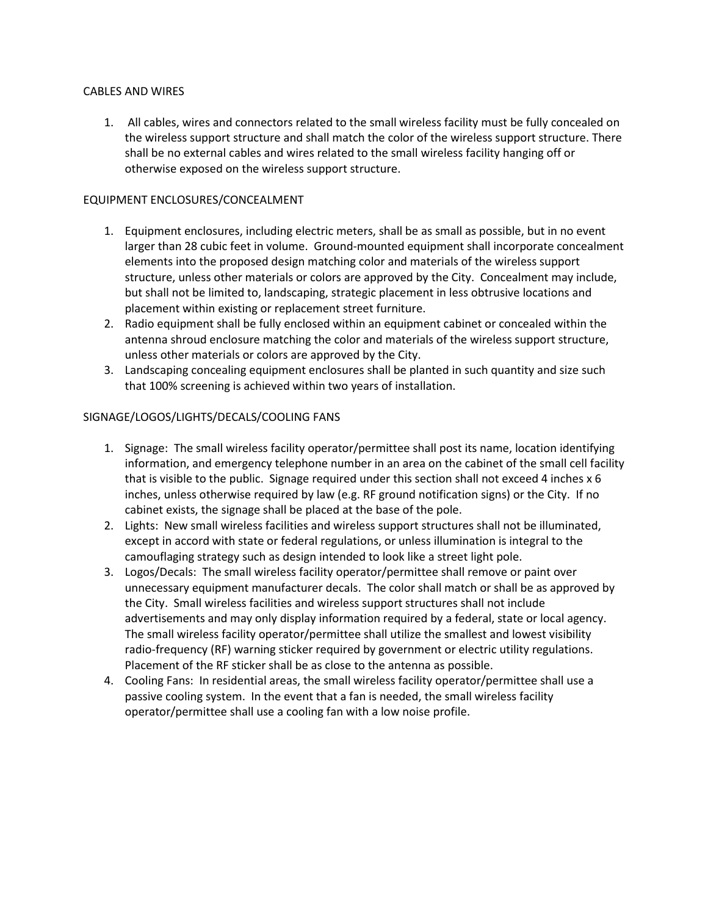## CABLES AND WIRES

1. All cables, wires and connectors related to the small wireless facility must be fully concealed on the wireless support structure and shall match the color of the wireless support structure. There shall be no external cables and wires related to the small wireless facility hanging off or otherwise exposed on the wireless support structure.

## EQUIPMENT ENCLOSURES/CONCEALMENT

1. Equipment enclosures, including electric meters, shall be as small as possible, but in no event larger than 28 cubic feet in volume. Ground-mounted equipment shall incorporate concealment elements into the proposed design matching color and materials of the wireless support structure, unless other materials or colors are approved by the City. Concealment may include, but shall not be limited to, landscaping, strategic placement in less obtrusive locations and placement within existing or replacement street furniture.
2. Radio equipment shall be fully enclosed within an equipment cabinet or concealed within the antenna shroud enclosure matching the color and materials of the wireless support structure, unless other materials or colors are approved by the City.
3. Landscaping concealing equipment enclosures shall be planted in such quantity and size such that 100% screening is achieved within two years of installation.

## SIGNAGE/LOGOS/LIGHTS/DECALS/COOLING FANS

1. Signage: The small wireless facility operator/permittee shall post its name, location identifying information, and emergency telephone number in an area on the cabinet of the small cell facility that is visible to the public. Signage required under this section shall not exceed 4 inches x 6 inches, unless otherwise required by law (e.g. RF ground notification signs) or the City. If no cabinet exists, the signage shall be placed at the base of the pole.
2. Lights: New small wireless facilities and wireless support structures shall not be illuminated, except in accord with state or federal regulations, or unless illumination is integral to the camouflaging strategy such as design intended to look like a street light pole.
3. Logos/Decals: The small wireless facility operator/permittee shall remove or paint over unnecessary equipment manufacturer decals. The color shall match or shall be as approved by the City. Small wireless facilities and wireless support structures shall not include advertisements and may only display information required by a federal, state or local agency. The small wireless facility operator/permittee shall utilize the smallest and lowest visibility radio-frequency (RF) warning sticker required by government or electric utility regulations. Placement of the RF sticker shall be as close to the antenna as possible.
4. Cooling Fans: In residential areas, the small wireless facility operator/permittee shall use a passive cooling system. In the event that a fan is needed, the small wireless facility operator/permittee shall use a cooling fan with a low noise profile.